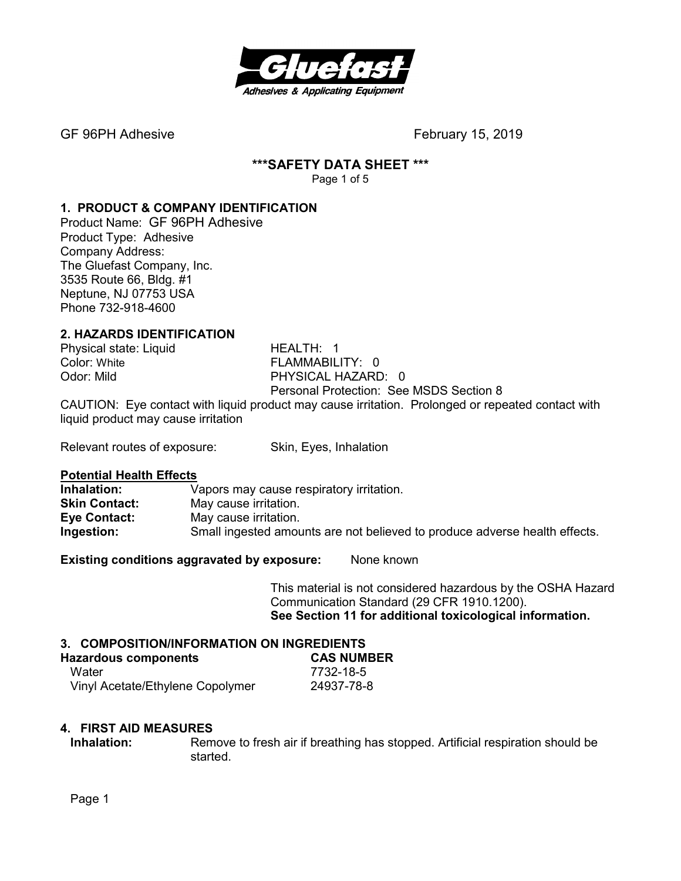GF 96PH Adhesive February 15, 2019

# ***SAFETY DATA SHEET ***

## 1. PRODUCT & COMPANY IDENTIFICATION

Product Name: GF 96PH Adhesive
Product Type: Adhesive
Company Address:
The Gluefast Company, Inc.
3535 Route 66, Bldg. #1
Neptune, NJ 07753 USA
Phone 732-918-4600

## 2. HAZARDS IDENTIFICATION

Physical state: Liquid
Color: White
Odor: Mild

HEALTH: 1
FLAMMABILITY: 0
PHYSICAL HAZARD: 0
Personal Protection: See MSDS Section 8

CAUTION: Eye contact with liquid product may cause irritation. Prolonged or repeated contact with liquid product may cause irritation

Relevant routes of exposure: Skin, Eyes, Inhalation

**Potential Health Effects**

**Inhalation:** Vapors may cause respiratory irritation.
**Skin Contact:** May cause irritation.
**Eye Contact:** May cause irritation.
**Ingestion:** Small ingested amounts are not believed to produce adverse health effects.

**Existing conditions aggravated by exposure:** None known

This material is not considered hazardous by the OSHA Hazard Communication Standard (29 CFR 1910.1200).
**See Section 11 for additional toxicological information.**

## 3. COMPOSITION/INFORMATION ON INGREDIENTS

| Hazardous components | CAS NUMBER |
|---|---|
| Water | 7732-18-5 |
| Vinyl Acetate/Ethylene Copolymer | 24937-78-8 |

## 4. FIRST AID MEASURES

**Inhalation:** Remove to fresh air if breathing has stopped. Artificial respiration should be started.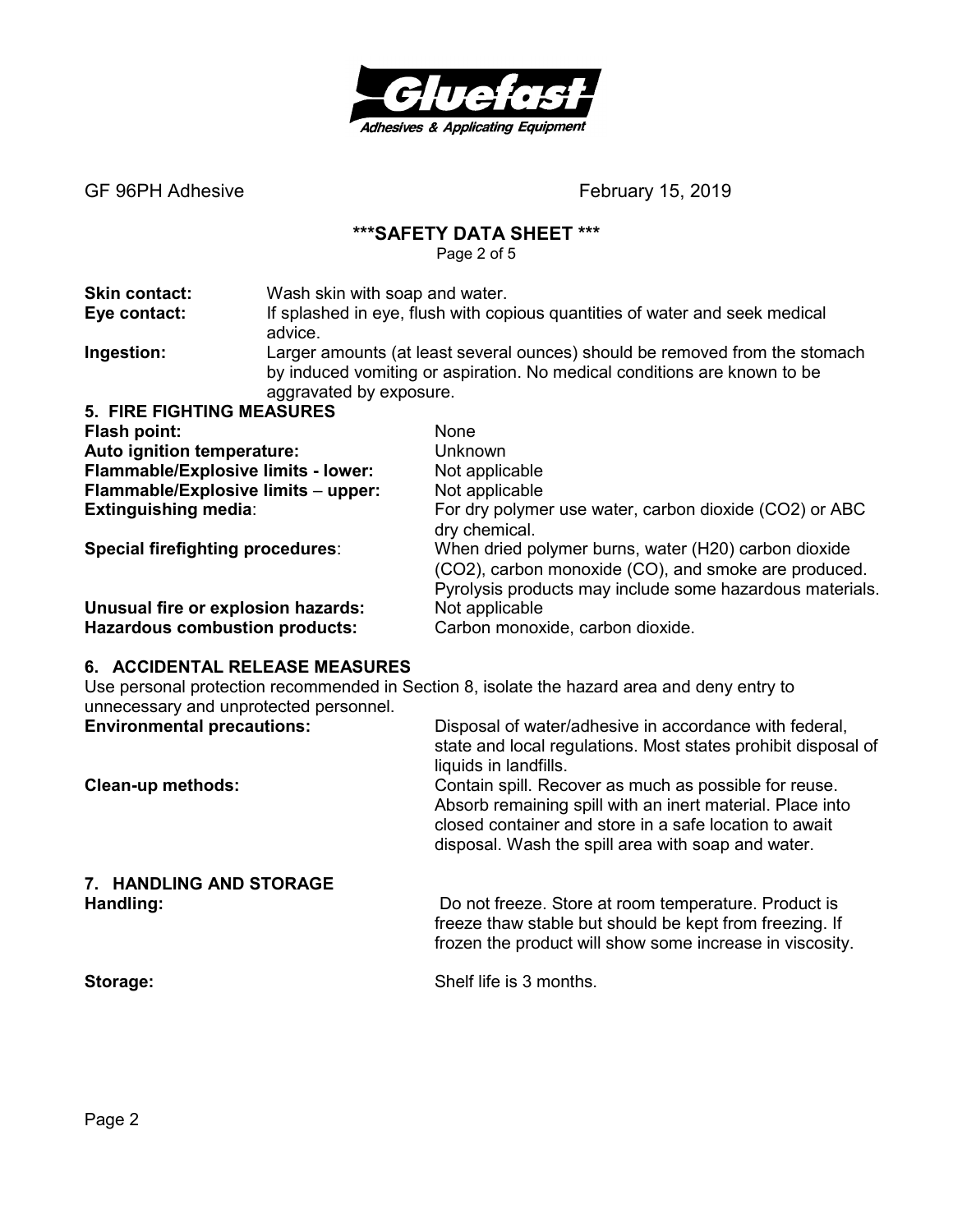GF 96PH Adhesive February 15, 2019

**\*\*\*SAFETY DATA SHEET \*\*\***

**Skin contact:** Wash skin with soap and water.

**Eye contact:** If splashed in eye, flush with copious quantities of water and seek medical advice.

**Ingestion:** Larger amounts (at least several ounces) should be removed from the stomach by induced vomiting or aspiration. No medical conditions are known to be aggravated by exposure.

## 5. FIRE FIGHTING MEASURES

**Flash point:** None

**Auto ignition temperature:** Unknown

**Flammable/Explosive limits - lower:** Not applicable

**Flammable/Explosive limits – upper:** Not applicable

**Extinguishing media**: For dry polymer use water, carbon dioxide ($CO_2$) or ABC dry chemical.

**Special firefighting procedures**: When dried polymer burns, water (H20) carbon dioxide ($CO_2$), carbon monoxide (CO), and smoke are produced. Pyrolysis products may include some hazardous materials.

**Unusual fire or explosion hazards:** Not applicable

**Hazardous combustion products:** Carbon monoxide, carbon dioxide.

## 6. ACCIDENTAL RELEASE MEASURES

Use personal protection recommended in Section 8, isolate the hazard area and deny entry to unnecessary and unprotected personnel.

**Environmental precautions:** Disposal of water/adhesive in accordance with federal, state and local regulations. Most states prohibit disposal of liquids in landfills.

**Clean-up methods:** Contain spill. Recover as much as possible for reuse. Absorb remaining spill with an inert material. Place into closed container and store in a safe location to await disposal. Wash the spill area with soap and water.

## 7. HANDLING AND STORAGE

**Handling:** Do not freeze. Store at room temperature. Product is freeze thaw stable but should be kept from freezing. If frozen the product will show some increase in viscosity.

**Storage:** Shelf life is 3 months.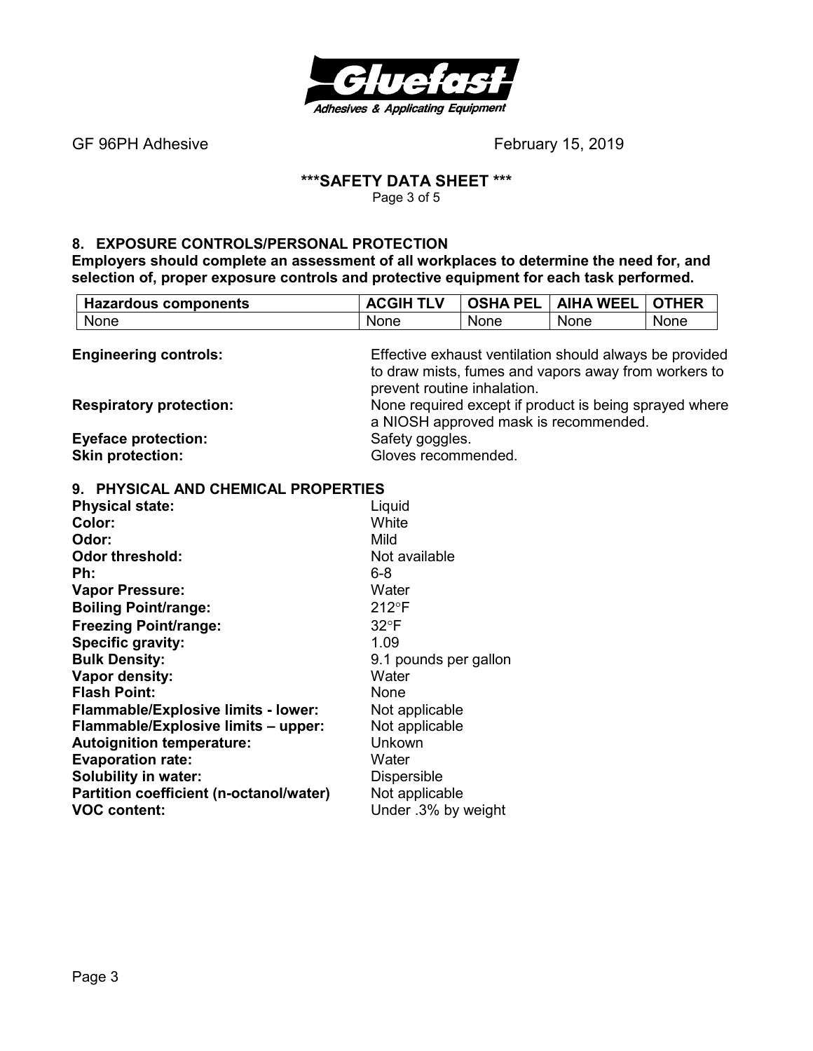GF 96PH Adhesive February 15, 2019

## \*\*\*SAFETY DATA SHEET \*\*\*

## 8. EXPOSURE CONTROLS/PERSONAL PROTECTION

**Employers should complete an assessment of all workplaces to determine the need for, and selection of, proper exposure controls and protective equipment for each task performed.**

| Hazardous components | ACGIH TLV | OSHA PEL | AIHA WEEL | OTHER |
|---|---|---|---|---|
| None | None | None | None | None |

**Engineering controls:** Effective exhaust ventilation should always be provided to draw mists, fumes and vapors away from workers to prevent routine inhalation.

**Respiratory protection:** None required except if product is being sprayed where a NIOSH approved mask is recommended.

**Eyeface protection:** Safety goggles.

**Skin protection:** Gloves recommended.

## 9. PHYSICAL AND CHEMICAL PROPERTIES

**Physical state:** Liquid
**Color:** White
**Odor:** Mild
**Odor threshold:** Not available
**Ph:** 6-8
**Vapor Pressure:** Water
**Boiling Point/range:** 212°F
**Freezing Point/range:** 32°F
**Specific gravity:** 1.09
**Bulk Density:** 9.1 pounds per gallon
**Vapor density:** Water
**Flash Point:** None
**Flammable/Explosive limits - lower:** Not applicable
**Flammable/Explosive limits – upper:** Not applicable
**Autoignition temperature:** Unkown
**Evaporation rate:** Water
**Solubility in water:** Dispersible
**Partition coefficient (n-octanol/water)** Not applicable
**VOC content:** Under .3% by weight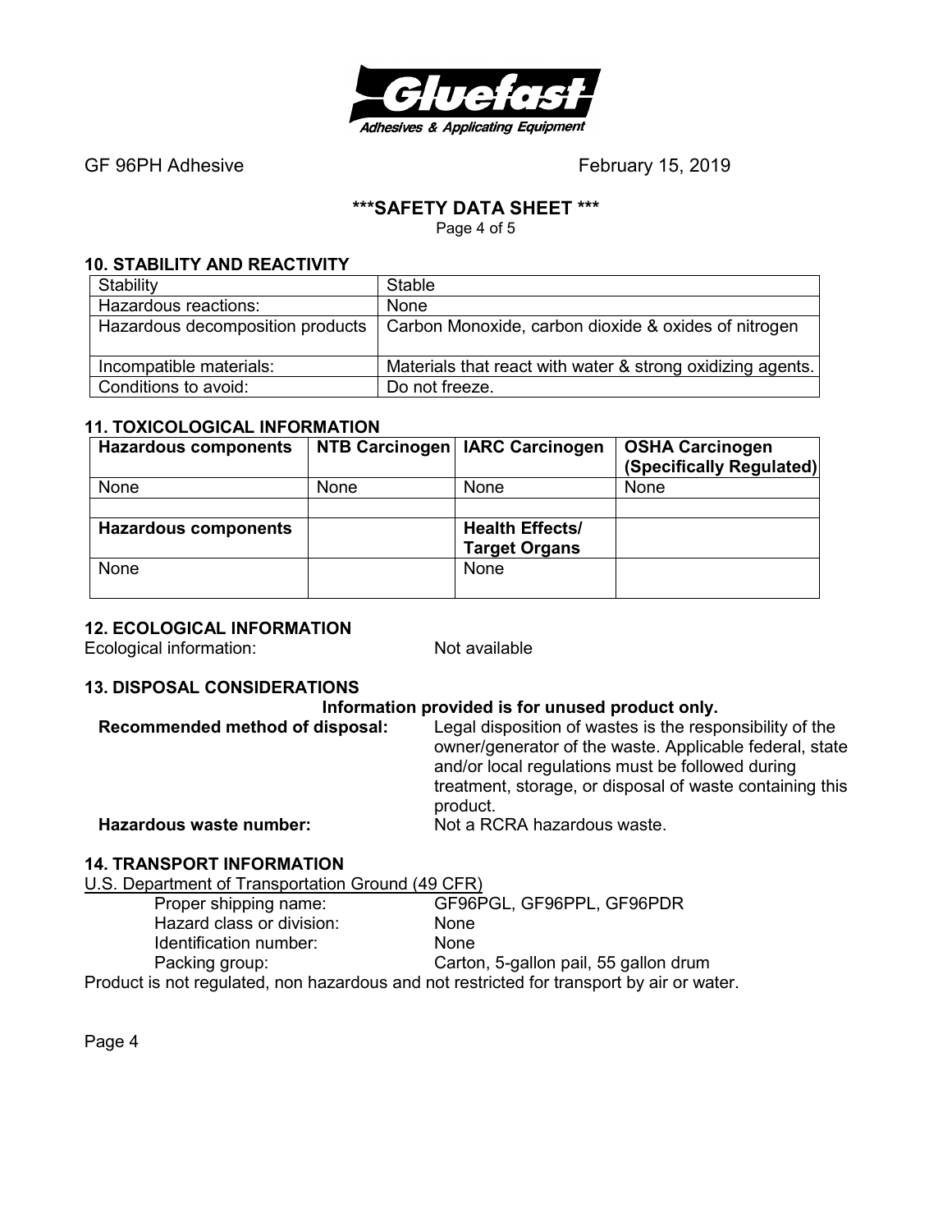**GF 96PH Adhesive** February 15, 2019

## ***SAFETY DATA SHEET ***

### 10. STABILITY AND REACTIVITY

| Stability | Stable |
|---|---|
| Hazardous reactions: | None |
| Hazardous decomposition products | Carbon Monoxide, carbon dioxide & oxides of nitrogen |
| Incompatible materials: | Materials that react with water & strong oxidizing agents. |
| Conditions to avoid: | Do not freeze. |

### 11. TOXICOLOGICAL INFORMATION

| **Hazardous components** | **NTB Carcinogen** | **IARC Carcinogen** | **OSHA Carcinogen (Specifically Regulated)** |
|---|---|---|---|
| None | None | None | None |
| | | | |
| **Hazardous components** | | **Health Effects/ Target Organs** | |
| None | | None | |

### 12. ECOLOGICAL INFORMATION

Ecological information: Not available

### 13. DISPOSAL CONSIDERATIONS

**Information provided is for unused product only.**

**Recommended method of disposal:** Legal disposition of wastes is the responsibility of the owner/generator of the waste. Applicable federal, state and/or local regulations must be followed during treatment, storage, or disposal of waste containing this product.

**Hazardous waste number:** Not a RCRA hazardous waste.

### 14. TRANSPORT INFORMATION

U.S. Department of Transportation Ground (49 CFR)

Proper shipping name: GF96PGL, GF96PPL, GF96PDR
Hazard class or division: None
Identification number: None
Packing group: Carton, 5-gallon pail, 55 gallon drum

Product is not regulated, non hazardous and not restricted for transport by air or water.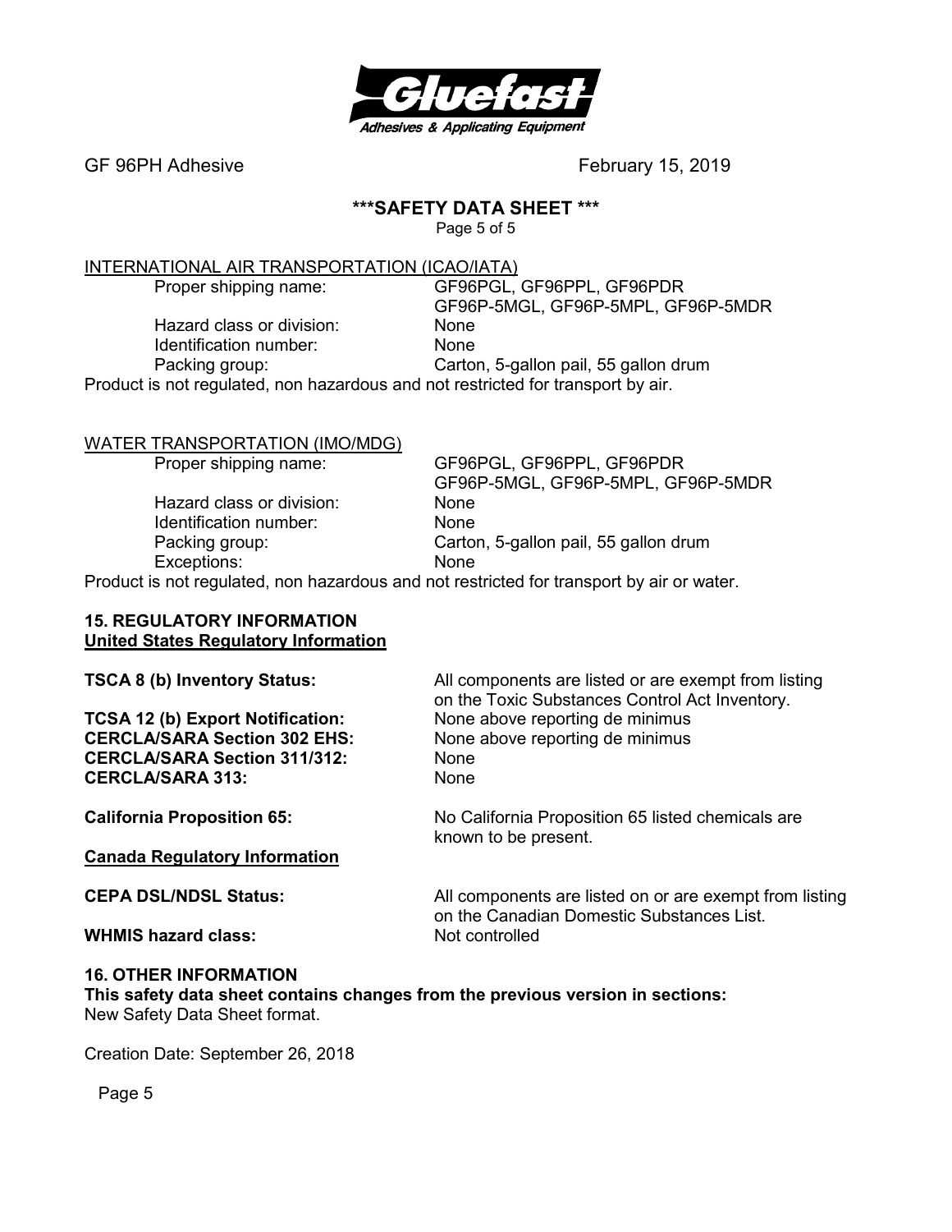INTERNATIONAL AIR TRANSPORTATION (ICAO/IATA)

| | |
|---|---|
| Proper shipping name: | GF96PGL, GF96PPL, GF96PDR GF96P-5MGL, GF96P-5MPL, GF96P-5MDR |
| Hazard class or division: | None |
| Identification number: | None |
| Packing group: | Carton, 5-gallon pail, 55 gallon drum |

Product is not regulated, non hazardous and not restricted for transport by air.

WATER TRANSPORTATION (IMO/MDG)

| | |
|---|---|
| Proper shipping name: | GF96PGL, GF96PPL, GF96PDR GF96P-5MGL, GF96P-5MPL, GF96P-5MDR |
| Hazard class or division: | None |
| Identification number: | None |
| Packing group: | Carton, 5-gallon pail, 55 gallon drum |
| Exceptions: | None |

Product is not regulated, non hazardous and not restricted for transport by air or water.

## 15. REGULATORY INFORMATION

**United States Regulatory Information**

| | |
|---|---|
| **TSCA 8 (b) Inventory Status:** | All components are listed or are exempt from listing on the Toxic Substances Control Act Inventory. |
| **TCSA 12 (b) Export Notification:** | None above reporting de minimus |
| **CERCLA/SARA Section 302 EHS:** | None above reporting de minimus |
| **CERCLA/SARA Section 311/312:** | None |
| **CERCLA/SARA 313:** | None |
| **California Proposition 65:** | No California Proposition 65 listed chemicals are known to be present. |

**Canada Regulatory Information**

| | |
|---|---|
| **CEPA DSL/NDSL Status:** | All components are listed on or are exempt from listing on the Canadian Domestic Substances List. |
| **WHMIS hazard class:** | Not controlled |

## 16. OTHER INFORMATION

**This safety data sheet contains changes from the previous version in sections:**
New Safety Data Sheet format.

Creation Date: September 26, 2018